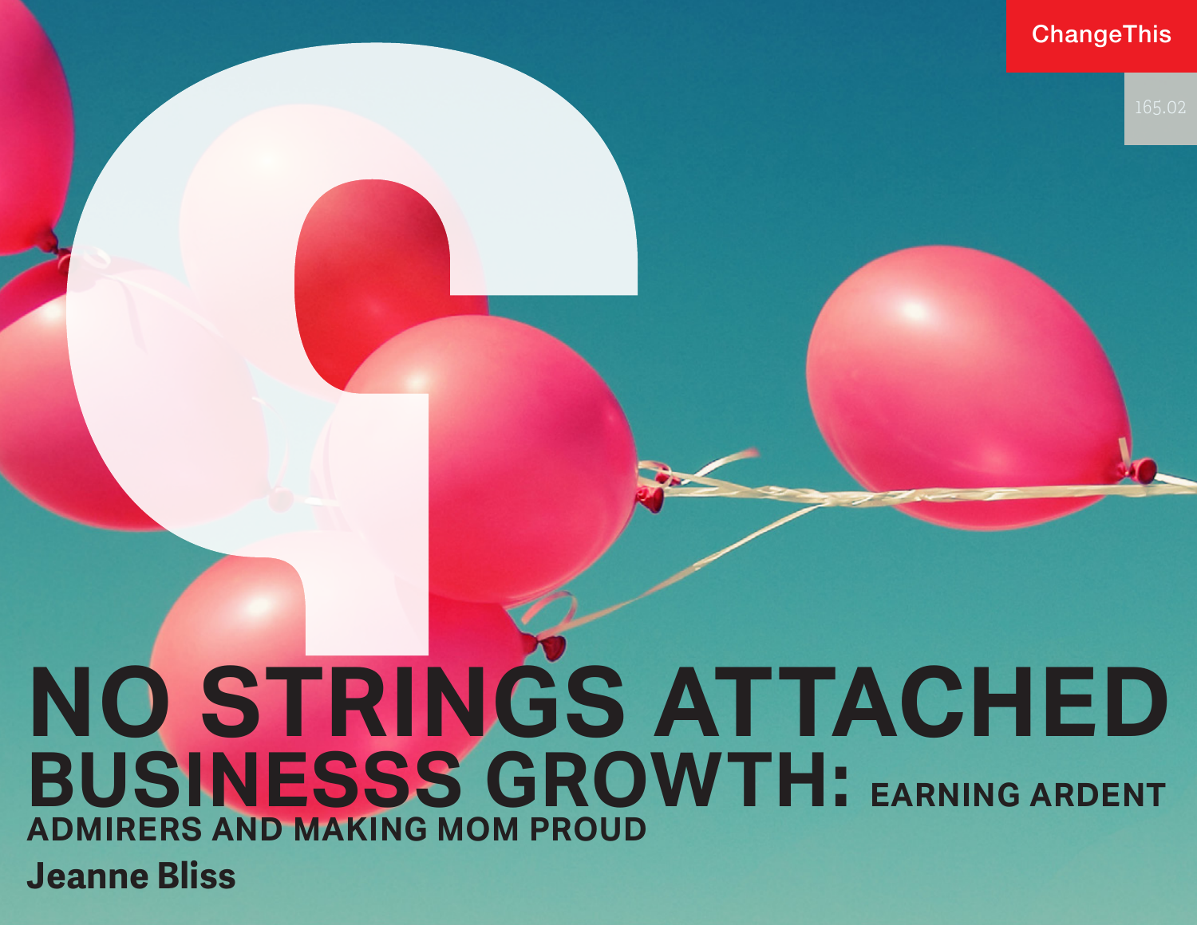ChangeThis

165.02

# NO STRINGS ATTACHED BUSINESSS GROWTH: EARNING ARDENT ADMIRERS AND MAKING MOM PROUD

**Jeanne Bliss**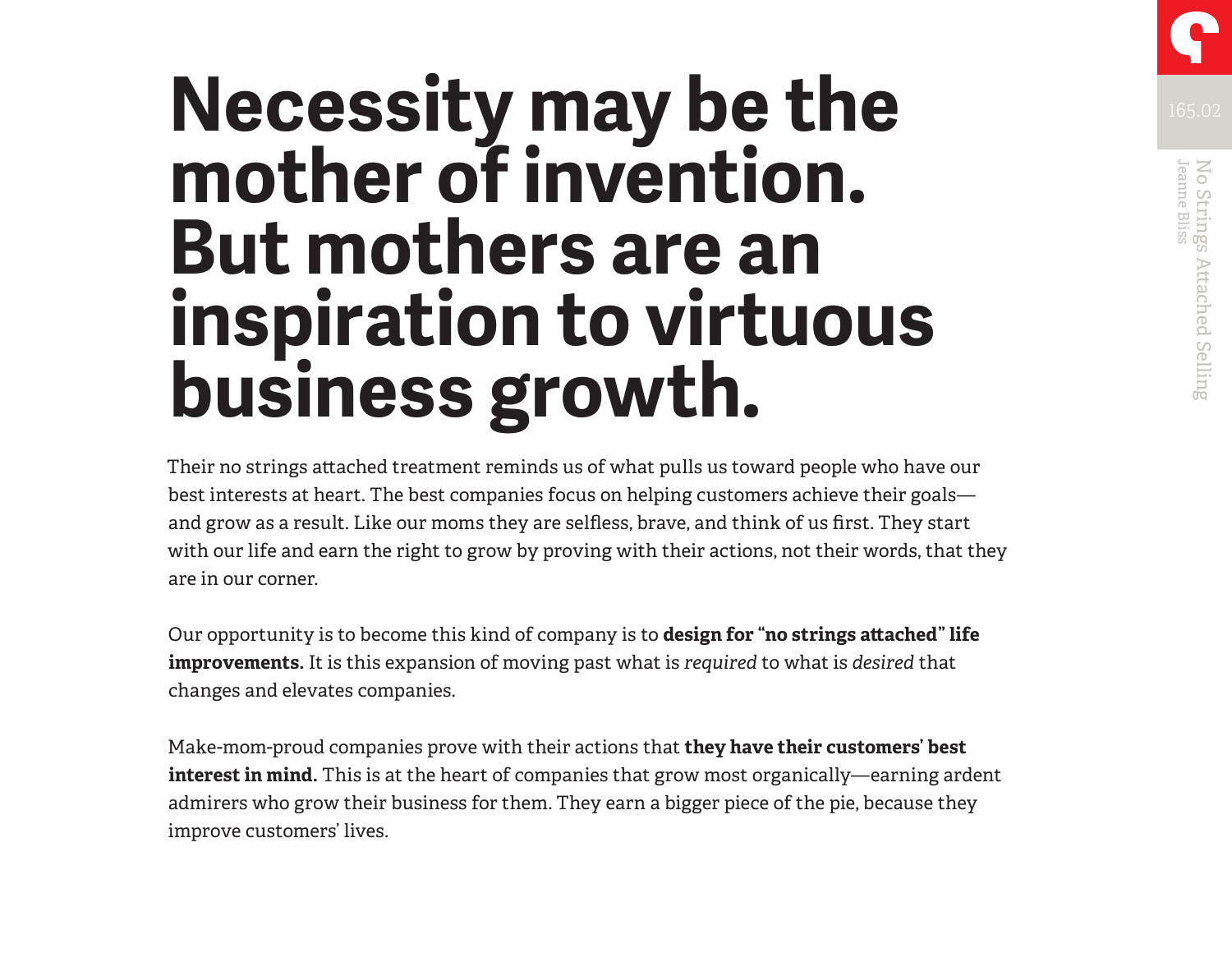# Necessity may be the mother of invention. But mothers are an inspiration to virtuous business growth.

Their no strings attached treatment reminds us of what pulls us toward people who have our best interests at heart. The best companies focus on helping customers achieve their goals—and grow as a result. Like our moms they are selfless, brave, and think of us first. They start with our life and earn the right to grow by proving with their actions, not their words, that they are in our corner.

Our opportunity is to become this kind of company is to **design for "no strings attached" life improvements.** It is this expansion of moving past what is *required* to what is *desired* that changes and elevates companies.

Make-mom-proud companies prove with their actions that **they have their customers' best interest in mind.** This is at the heart of companies that grow most organically—earning ardent admirers who grow their business for them. They earn a bigger piece of the pie, because they improve customers' lives.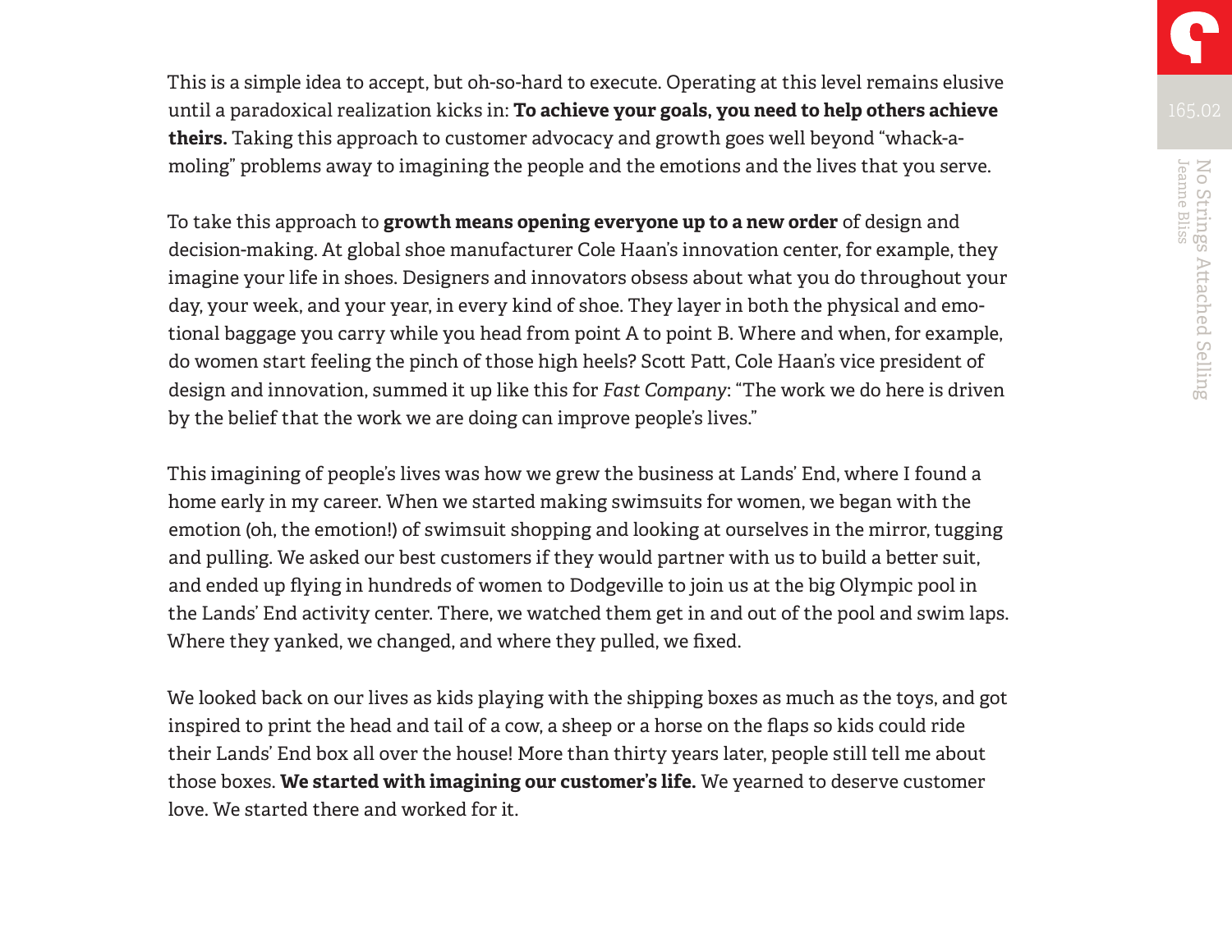This is a simple idea to accept, but oh-so-hard to execute. Operating at this level remains elusive until a paradoxical realization kicks in: **To achieve your goals, you need to help others achieve theirs.** Taking this approach to customer advocacy and growth goes well beyond "whack-a-moling" problems away to imagining the people and the emotions and the lives that you serve.

To take this approach to **growth means opening everyone up to a new order** of design and decision-making. At global shoe manufacturer Cole Haan's innovation center, for example, they imagine your life in shoes. Designers and innovators obsess about what you do throughout your day, your week, and your year, in every kind of shoe. They layer in both the physical and emotional baggage you carry while you head from point A to point B. Where and when, for example, do women start feeling the pinch of those high heels? Scott Patt, Cole Haan's vice president of design and innovation, summed it up like this for *Fast Company*: "The work we do here is driven by the belief that the work we are doing can improve people's lives."

This imagining of people's lives was how we grew the business at Lands' End, where I found a home early in my career. When we started making swimsuits for women, we began with the emotion (oh, the emotion!) of swimsuit shopping and looking at ourselves in the mirror, tugging and pulling. We asked our best customers if they would partner with us to build a better suit, and ended up flying in hundreds of women to Dodgeville to join us at the big Olympic pool in the Lands' End activity center. There, we watched them get in and out of the pool and swim laps. Where they yanked, we changed, and where they pulled, we fixed.

We looked back on our lives as kids playing with the shipping boxes as much as the toys, and got inspired to print the head and tail of a cow, a sheep or a horse on the flaps so kids could ride their Lands' End box all over the house! More than thirty years later, people still tell me about those boxes. **We started with imagining our customer's life.** We yearned to deserve customer love. We started there and worked for it.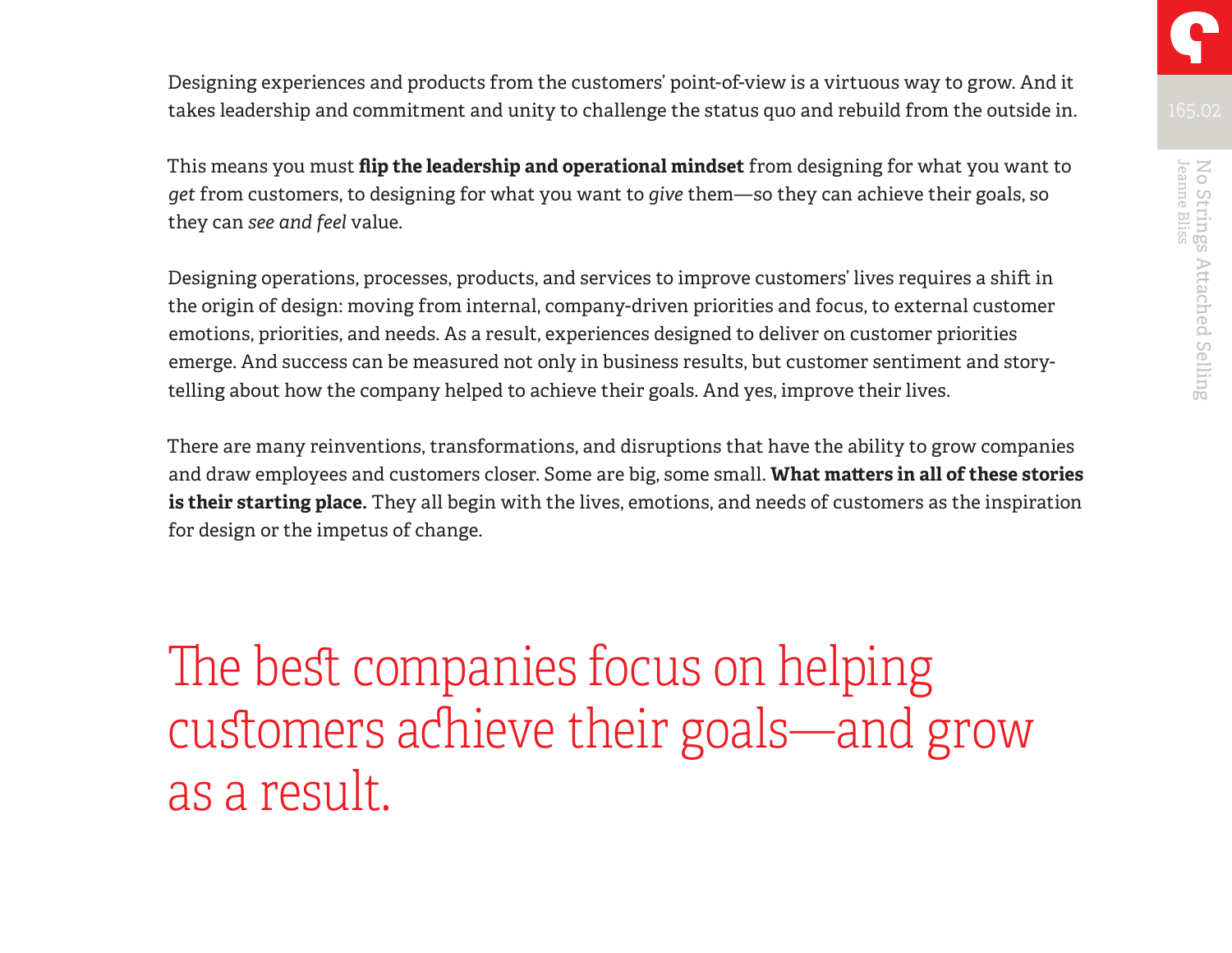Designing experiences and products from the customers' point-of-view is a virtuous way to grow. And it takes leadership and commitment and unity to challenge the status quo and rebuild from the outside in.

This means you must **flip the leadership and operational mindset** from designing for what you want to *get* from customers, to designing for what you want to *give* them—so they can achieve their goals, so they can *see and feel* value.

Designing operations, processes, products, and services to improve customers' lives requires a shift in the origin of design: moving from internal, company-driven priorities and focus, to external customer emotions, priorities, and needs. As a result, experiences designed to deliver on customer priorities emerge. And success can be measured not only in business results, but customer sentiment and story-telling about how the company helped to achieve their goals. And yes, improve their lives.

There are many reinventions, transformations, and disruptions that have the ability to grow companies and draw employees and customers closer. Some are big, some small. **What matters in all of these stories is their starting place.** They all begin with the lives, emotions, and needs of customers as the inspiration for design or the impetus of change.

> The best companies focus on helping customers achieve their goals—and grow as a result.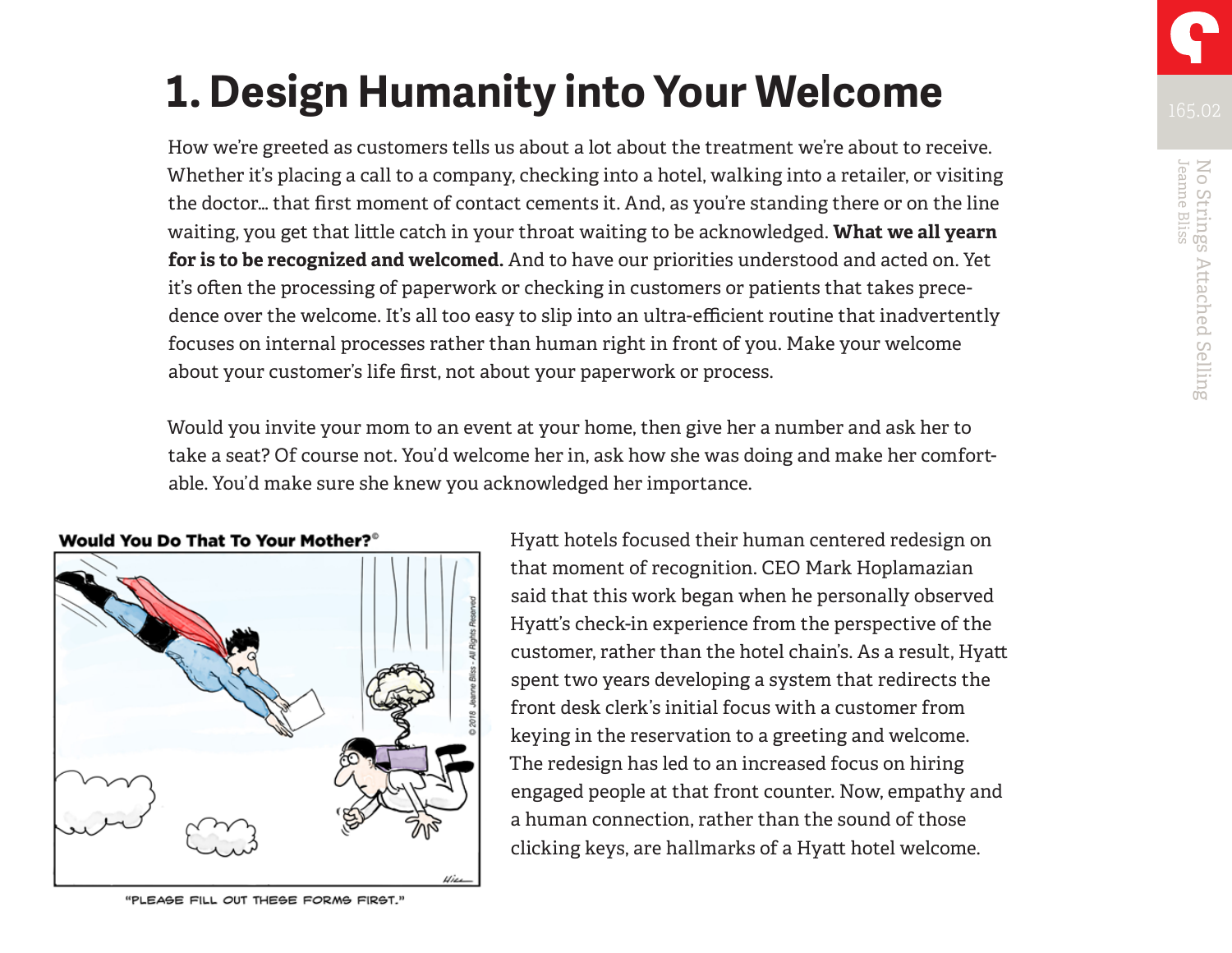# 1. Design Humanity into Your Welcome

How we're greeted as customers tells us about a lot about the treatment we're about to receive. Whether it's placing a call to a company, checking into a hotel, walking into a retailer, or visiting the doctor… that first moment of contact cements it. And, as you're standing there or on the line waiting, you get that little catch in your throat waiting to be acknowledged. **What we all yearn for is to be recognized and welcomed.** And to have our priorities understood and acted on. Yet it's often the processing of paperwork or checking in customers or patients that takes precedence over the welcome. It's all too easy to slip into an ultra-efficient routine that inadvertently focuses on internal processes rather than human right in front of you. Make your welcome about your customer's life first, not about your paperwork or process.

Would you invite your mom to an event at your home, then give her a number and ask her to take a seat? Of course not. You'd welcome her in, ask how she was doing and make her comfortable. You'd make sure she knew you acknowledged her importance.

**Would You Do That To Your Mother?©**

"PLEASE FILL OUT THESE FORMS FIRST."

Hyatt hotels focused their human centered redesign on that moment of recognition. CEO Mark Hoplamazian said that this work began when he personally observed Hyatt's check-in experience from the perspective of the customer, rather than the hotel chain's. As a result, Hyatt spent two years developing a system that redirects the front desk clerk's initial focus with a customer from keying in the reservation to a greeting and welcome. The redesign has led to an increased focus on hiring engaged people at that front counter. Now, empathy and a human connection, rather than the sound of those clicking keys, are hallmarks of a Hyatt hotel welcome.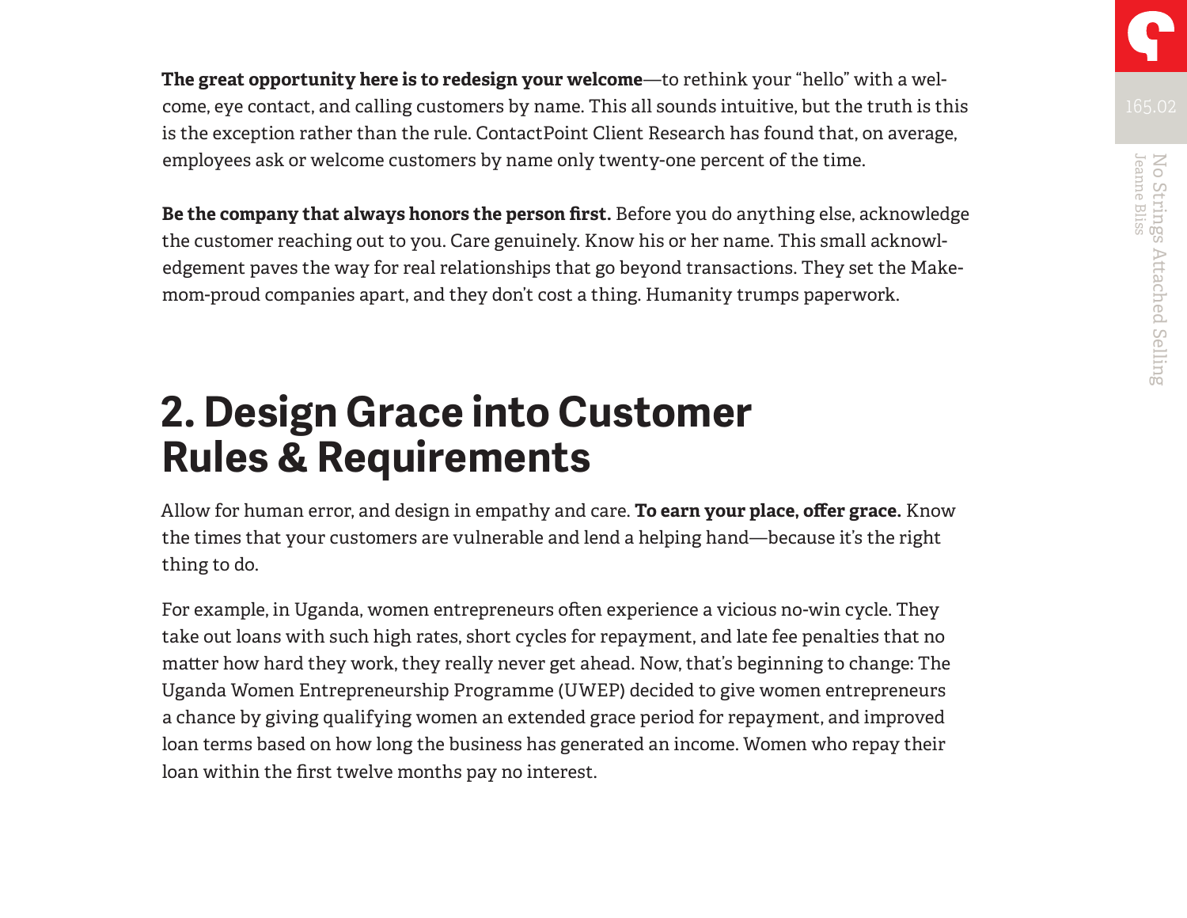**The great opportunity here is to redesign your welcome**—to rethink your "hello" with a welcome, eye contact, and calling customers by name. This all sounds intuitive, but the truth is this is the exception rather than the rule. ContactPoint Client Research has found that, on average, employees ask or welcome customers by name only twenty-one percent of the time.

**Be the company that always honors the person first.** Before you do anything else, acknowledge the customer reaching out to you. Care genuinely. Know his or her name. This small acknowledgement paves the way for real relationships that go beyond transactions. They set the Make-mom-proud companies apart, and they don't cost a thing. Humanity trumps paperwork.

## 2. Design Grace into Customer Rules & Requirements

Allow for human error, and design in empathy and care. **To earn your place, offer grace.** Know the times that your customers are vulnerable and lend a helping hand—because it's the right thing to do.

For example, in Uganda, women entrepreneurs often experience a vicious no-win cycle. They take out loans with such high rates, short cycles for repayment, and late fee penalties that no matter how hard they work, they really never get ahead. Now, that's beginning to change: The Uganda Women Entrepreneurship Programme (UWEP) decided to give women entrepreneurs a chance by giving qualifying women an extended grace period for repayment, and improved loan terms based on how long the business has generated an income. Women who repay their loan within the first twelve months pay no interest.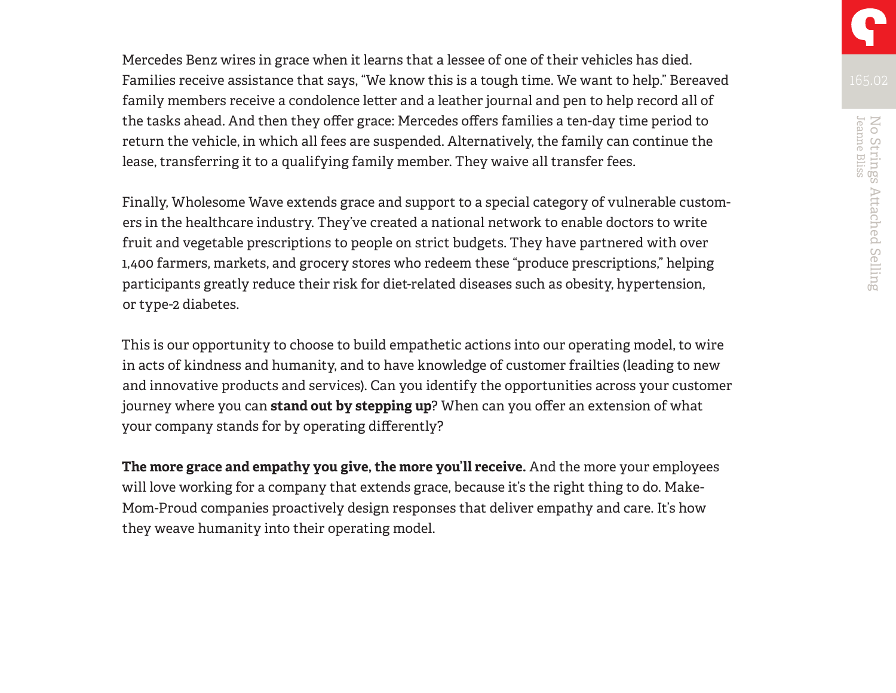Mercedes Benz wires in grace when it learns that a lessee of one of their vehicles has died. Families receive assistance that says, "We know this is a tough time. We want to help." Bereaved family members receive a condolence letter and a leather journal and pen to help record all of the tasks ahead. And then they offer grace: Mercedes offers families a ten-day time period to return the vehicle, in which all fees are suspended. Alternatively, the family can continue the lease, transferring it to a qualifying family member. They waive all transfer fees.

Finally, Wholesome Wave extends grace and support to a special category of vulnerable customers in the healthcare industry. They've created a national network to enable doctors to write fruit and vegetable prescriptions to people on strict budgets. They have partnered with over 1,400 farmers, markets, and grocery stores who redeem these "produce prescriptions," helping participants greatly reduce their risk for diet-related diseases such as obesity, hypertension, or type-2 diabetes.

This is our opportunity to choose to build empathetic actions into our operating model, to wire in acts of kindness and humanity, and to have knowledge of customer frailties (leading to new and innovative products and services). Can you identify the opportunities across your customer journey where you can **stand out by stepping up**? When can you offer an extension of what your company stands for by operating differently?

**The more grace and empathy you give, the more you'll receive.** And the more your employees will love working for a company that extends grace, because it's the right thing to do. Make-Mom-Proud companies proactively design responses that deliver empathy and care. It's how they weave humanity into their operating model.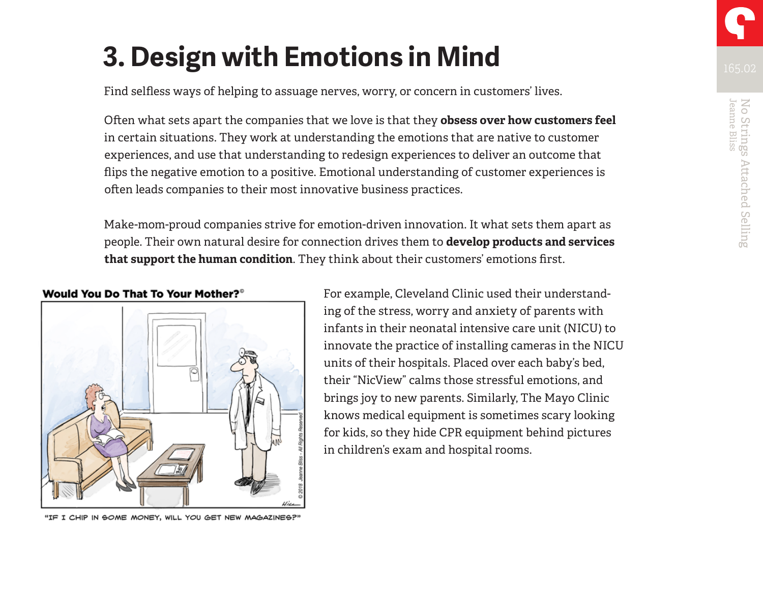# 3. Design with Emotions in Mind

Find selfless ways of helping to assuage nerves, worry, or concern in customers' lives.

Often what sets apart the companies that we love is that they **obsess over how customers feel** in certain situations. They work at understanding the emotions that are native to customer experiences, and use that understanding to redesign experiences to deliver an outcome that flips the negative emotion to a positive. Emotional understanding of customer experiences is often leads companies to their most innovative business practices.

Make-mom-proud companies strive for emotion-driven innovation. It what sets them apart as people. Their own natural desire for connection drives them to **develop products and services that support the human condition**. They think about their customers' emotions first.

**Would You Do That To Your Mother?©**

"IF I CHIP IN SOME MONEY, WILL YOU GET NEW MAGAZINES?"

For example, Cleveland Clinic used their understanding of the stress, worry and anxiety of parents with infants in their neonatal intensive care unit (NICU) to innovate the practice of installing cameras in the NICU units of their hospitals. Placed over each baby's bed, their "NicView" calms those stressful emotions, and brings joy to new parents. Similarly, The Mayo Clinic knows medical equipment is sometimes scary looking for kids, so they hide CPR equipment behind pictures in children's exam and hospital rooms.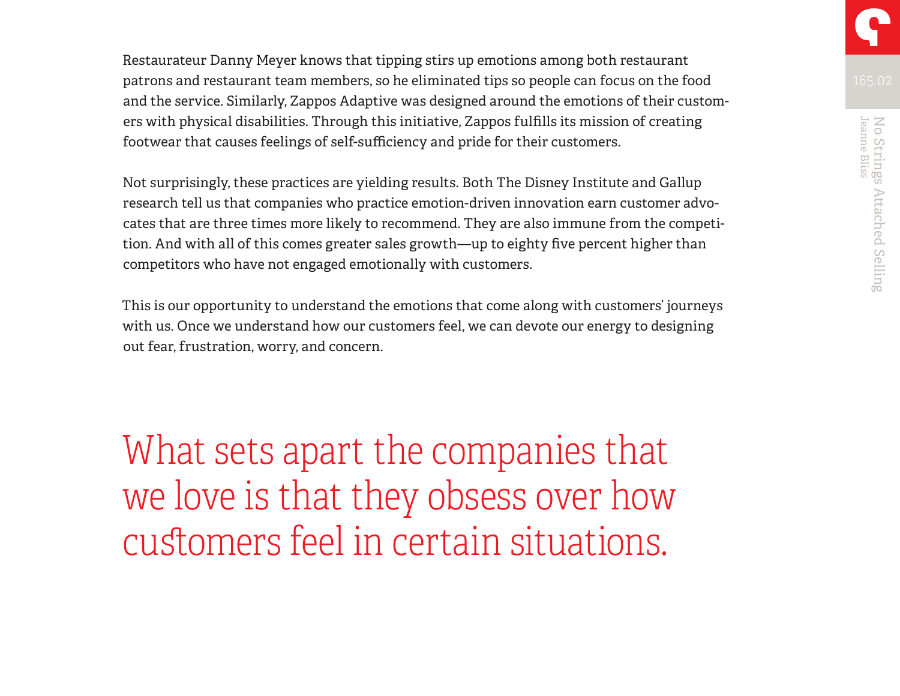Restaurateur Danny Meyer knows that tipping stirs up emotions among both restaurant patrons and restaurant team members, so he eliminated tips so people can focus on the food and the service. Similarly, Zappos Adaptive was designed around the emotions of their customers with physical disabilities. Through this initiative, Zappos fulfills its mission of creating footwear that causes feelings of self-sufficiency and pride for their customers.

Not surprisingly, these practices are yielding results. Both The Disney Institute and Gallup research tell us that companies who practice emotion-driven innovation earn customer advocates that are three times more likely to recommend. They are also immune from the competition. And with all of this comes greater sales growth—up to eighty five percent higher than competitors who have not engaged emotionally with customers.

This is our opportunity to understand the emotions that come along with customers' journeys with us. Once we understand how our customers feel, we can devote our energy to designing out fear, frustration, worry, and concern.

> What sets apart the companies that we love is that they obsess over how customers feel in certain situations.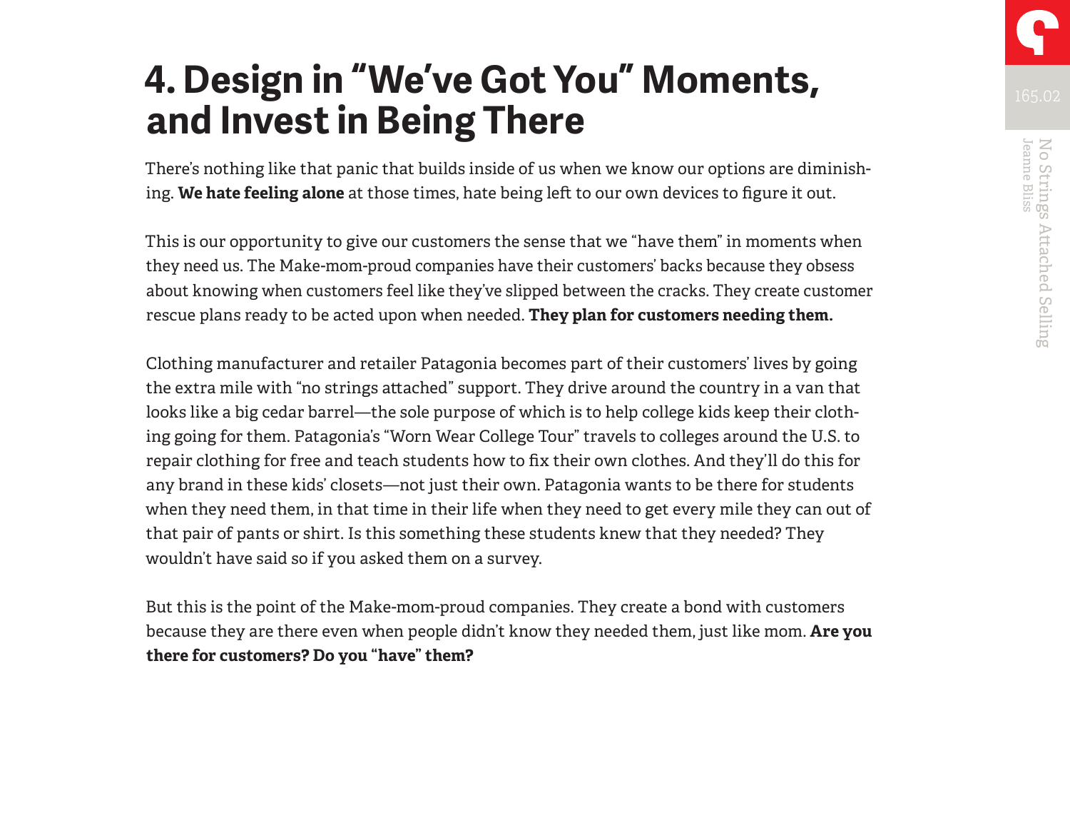# 4. Design in "We've Got You" Moments, and Invest in Being There

There's nothing like that panic that builds inside of us when we know our options are diminishing. **We hate feeling alone** at those times, hate being left to our own devices to figure it out.

This is our opportunity to give our customers the sense that we "have them" in moments when they need us. The Make-mom-proud companies have their customers' backs because they obsess about knowing when customers feel like they've slipped between the cracks. They create customer rescue plans ready to be acted upon when needed. **They plan for customers needing them.**

Clothing manufacturer and retailer Patagonia becomes part of their customers' lives by going the extra mile with "no strings attached" support. They drive around the country in a van that looks like a big cedar barrel—the sole purpose of which is to help college kids keep their clothing going for them. Patagonia's "Worn Wear College Tour" travels to colleges around the U.S. to repair clothing for free and teach students how to fix their own clothes. And they'll do this for any brand in these kids' closets—not just their own. Patagonia wants to be there for students when they need them, in that time in their life when they need to get every mile they can out of that pair of pants or shirt. Is this something these students knew that they needed? They wouldn't have said so if you asked them on a survey.

But this is the point of the Make-mom-proud companies. They create a bond with customers because they are there even when people didn't know they needed them, just like mom. **Are you there for customers? Do you "have" them?**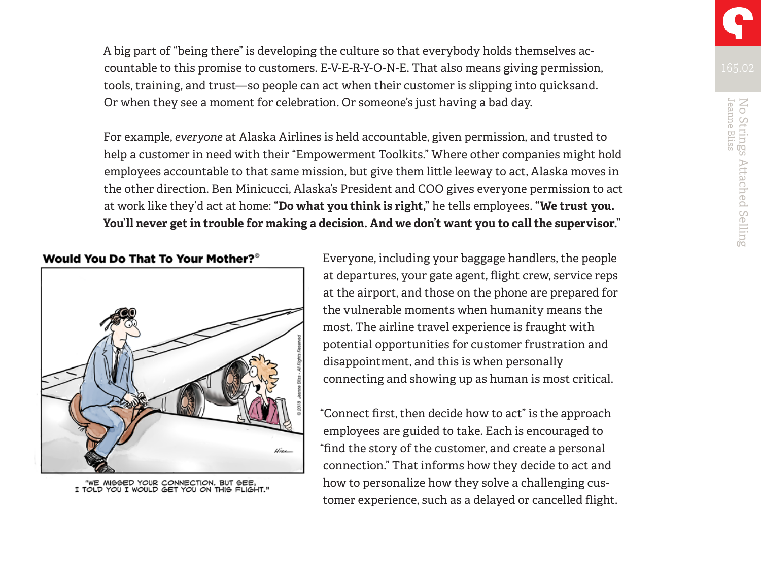A big part of "being there" is developing the culture so that everybody holds themselves accountable to this promise to customers. E-V-E-R-Y-O-N-E. That also means giving permission, tools, training, and trust—so people can act when their customer is slipping into quicksand. Or when they see a moment for celebration. Or someone's just having a bad day.

For example, *everyone* at Alaska Airlines is held accountable, given permission, and trusted to help a customer in need with their "Empowerment Toolkits." Where other companies might hold employees accountable to that same mission, but give them little leeway to act, Alaska moves in the other direction. Ben Minicucci, Alaska's President and COO gives everyone permission to act at work like they'd act at home: **"Do what you think is right,"** he tells employees. **"We trust you. You'll never get in trouble for making a decision. And we don't want you to call the supervisor."**

**Would You Do That To Your Mother?©**

"WE MISSED YOUR CONNECTION. BUT SEE, I TOLD YOU I WOULD GET YOU ON THIS FLIGHT."

Everyone, including your baggage handlers, the people at departures, your gate agent, flight crew, service reps at the airport, and those on the phone are prepared for the vulnerable moments when humanity means the most. The airline travel experience is fraught with potential opportunities for customer frustration and disappointment, and this is when personally connecting and showing up as human is most critical.

"Connect first, then decide how to act" is the approach employees are guided to take. Each is encouraged to "find the story of the customer, and create a personal connection." That informs how they decide to act and how to personalize how they solve a challenging customer experience, such as a delayed or cancelled flight.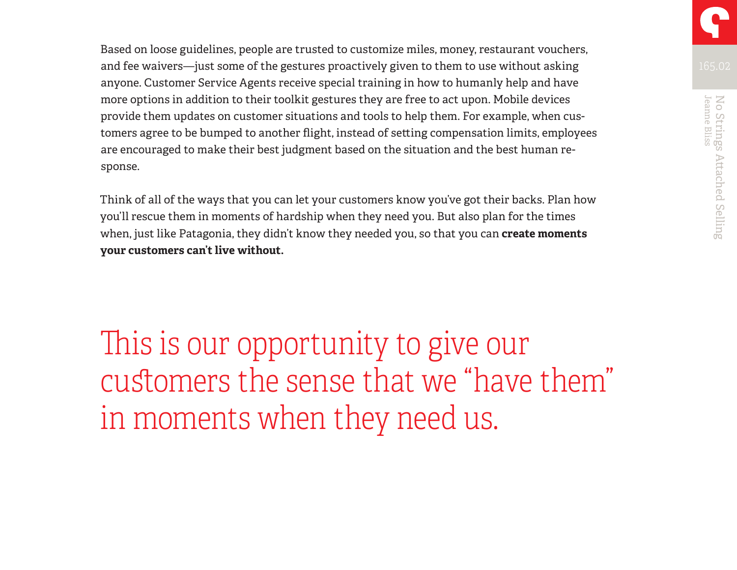Based on loose guidelines, people are trusted to customize miles, money, restaurant vouchers, and fee waivers—just some of the gestures proactively given to them to use without asking anyone. Customer Service Agents receive special training in how to humanly help and have more options in addition to their toolkit gestures they are free to act upon. Mobile devices provide them updates on customer situations and tools to help them. For example, when customers agree to be bumped to another flight, instead of setting compensation limits, employees are encouraged to make their best judgment based on the situation and the best human response.

Think of all of the ways that you can let your customers know you've got their backs. Plan how you'll rescue them in moments of hardship when they need you. But also plan for the times when, just like Patagonia, they didn't know they needed you, so that you can **create moments your customers can't live without.**

> This is our opportunity to give our customers the sense that we "have them" in moments when they need us.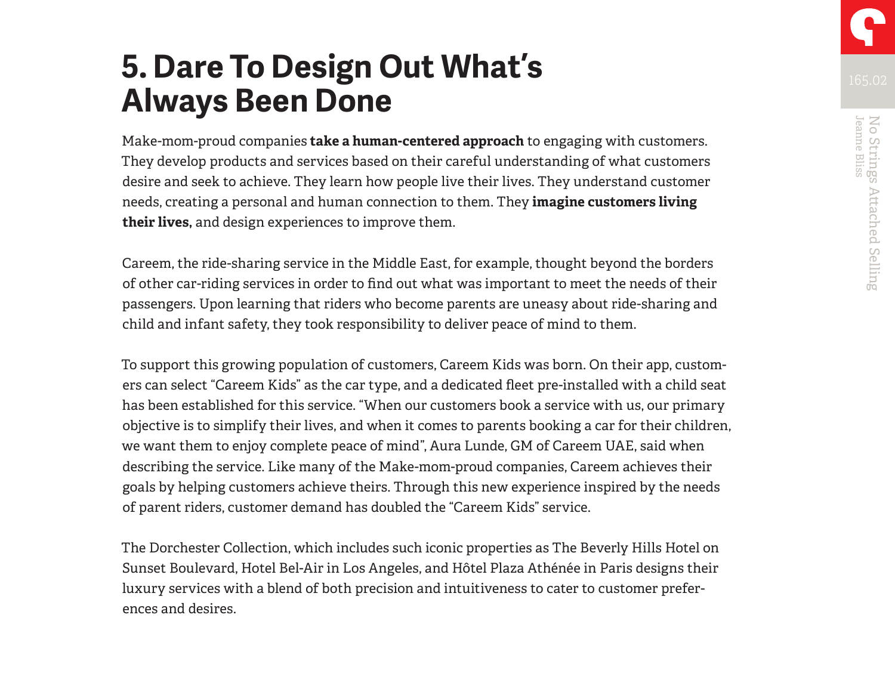# 5. Dare To Design Out What's Always Been Done

Make-mom-proud companies **take a human-centered approach** to engaging with customers. They develop products and services based on their careful understanding of what customers desire and seek to achieve. They learn how people live their lives. They understand customer needs, creating a personal and human connection to them. They **imagine customers living their lives,** and design experiences to improve them.

Careem, the ride-sharing service in the Middle East, for example, thought beyond the borders of other car-riding services in order to find out what was important to meet the needs of their passengers. Upon learning that riders who become parents are uneasy about ride-sharing and child and infant safety, they took responsibility to deliver peace of mind to them.

To support this growing population of customers, Careem Kids was born. On their app, customers can select "Careem Kids" as the car type, and a dedicated fleet pre-installed with a child seat has been established for this service. "When our customers book a service with us, our primary objective is to simplify their lives, and when it comes to parents booking a car for their children, we want them to enjoy complete peace of mind", Aura Lunde, GM of Careem UAE, said when describing the service. Like many of the Make-mom-proud companies, Careem achieves their goals by helping customers achieve theirs. Through this new experience inspired by the needs of parent riders, customer demand has doubled the "Careem Kids" service.

The Dorchester Collection, which includes such iconic properties as The Beverly Hills Hotel on Sunset Boulevard, Hotel Bel-Air in Los Angeles, and Hôtel Plaza Athénée in Paris designs their luxury services with a blend of both precision and intuitiveness to cater to customer preferences and desires.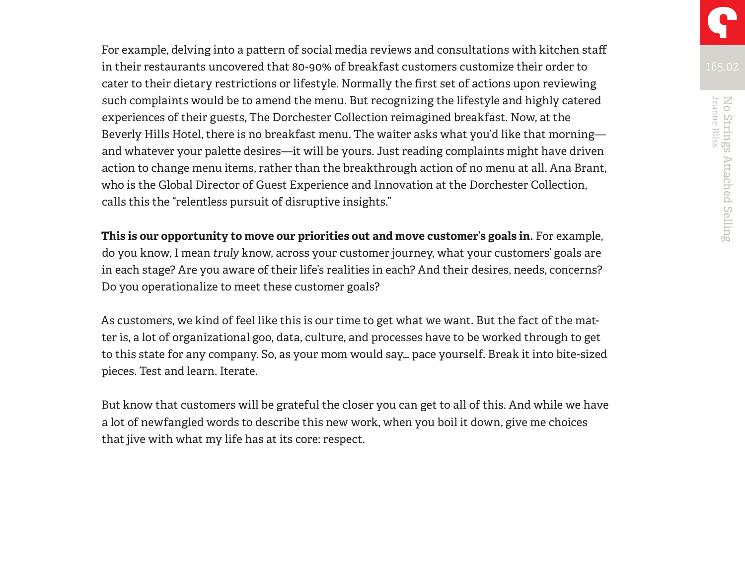For example, delving into a pattern of social media reviews and consultations with kitchen staff in their restaurants uncovered that 80-90% of breakfast customers customize their order to cater to their dietary restrictions or lifestyle. Normally the first set of actions upon reviewing such complaints would be to amend the menu. But recognizing the lifestyle and highly catered experiences of their guests, The Dorchester Collection reimagined breakfast. Now, at the Beverly Hills Hotel, there is no breakfast menu. The waiter asks what you'd like that morning—and whatever your palette desires—it will be yours. Just reading complaints might have driven action to change menu items, rather than the breakthrough action of no menu at all. Ana Brant, who is the Global Director of Guest Experience and Innovation at the Dorchester Collection, calls this the "relentless pursuit of disruptive insights."

**This is our opportunity to move our priorities out and move customer's goals in.** For example, do you know, I mean *truly* know, across your customer journey, what your customers' goals are in each stage? Are you aware of their life's realities in each? And their desires, needs, concerns? Do you operationalize to meet these customer goals?

As customers, we kind of feel like this is our time to get what we want. But the fact of the matter is, a lot of organizational goo, data, culture, and processes have to be worked through to get to this state for any company. So, as your mom would say… pace yourself. Break it into bite-sized pieces. Test and learn. Iterate.

But know that customers will be grateful the closer you can get to all of this. And while we have a lot of newfangled words to describe this new work, when you boil it down, give me choices that jive with what my life has at its core: respect.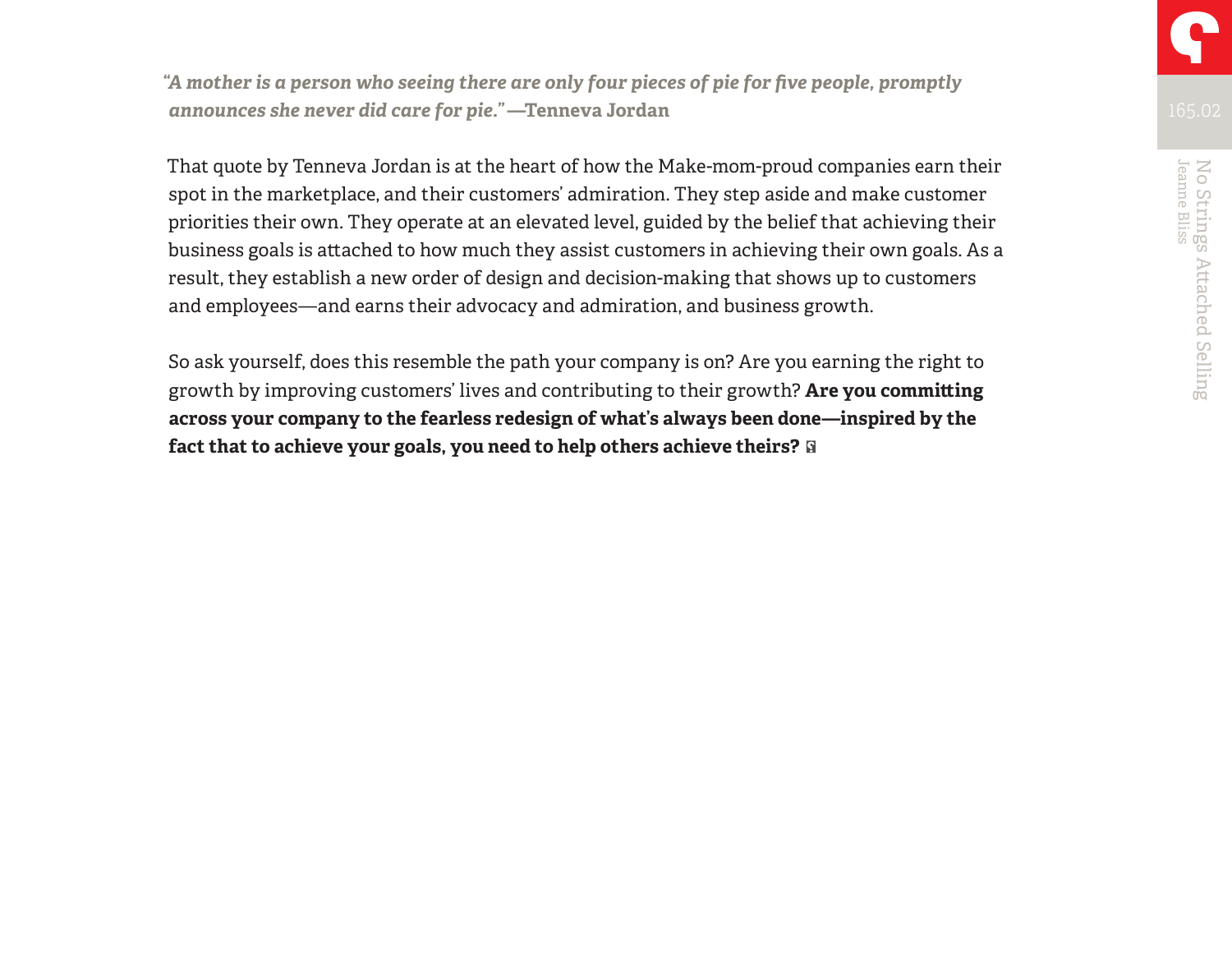*"A mother is a person who seeing there are only four pieces of pie for five people, promptly announces she never did care for pie."* **—Tenneva Jordan**

That quote by Tenneva Jordan is at the heart of how the Make-mom-proud companies earn their spot in the marketplace, and their customers' admiration. They step aside and make customer priorities their own. They operate at an elevated level, guided by the belief that achieving their business goals is attached to how much they assist customers in achieving their own goals. As a result, they establish a new order of design and decision-making that shows up to customers and employees—and earns their advocacy and admiration, and business growth.

So ask yourself, does this resemble the path your company is on? Are you earning the right to growth by improving customers' lives and contributing to their growth? **Are you committing across your company to the fearless redesign of what's always been done—inspired by the fact that to achieve your goals, you need to help others achieve theirs?**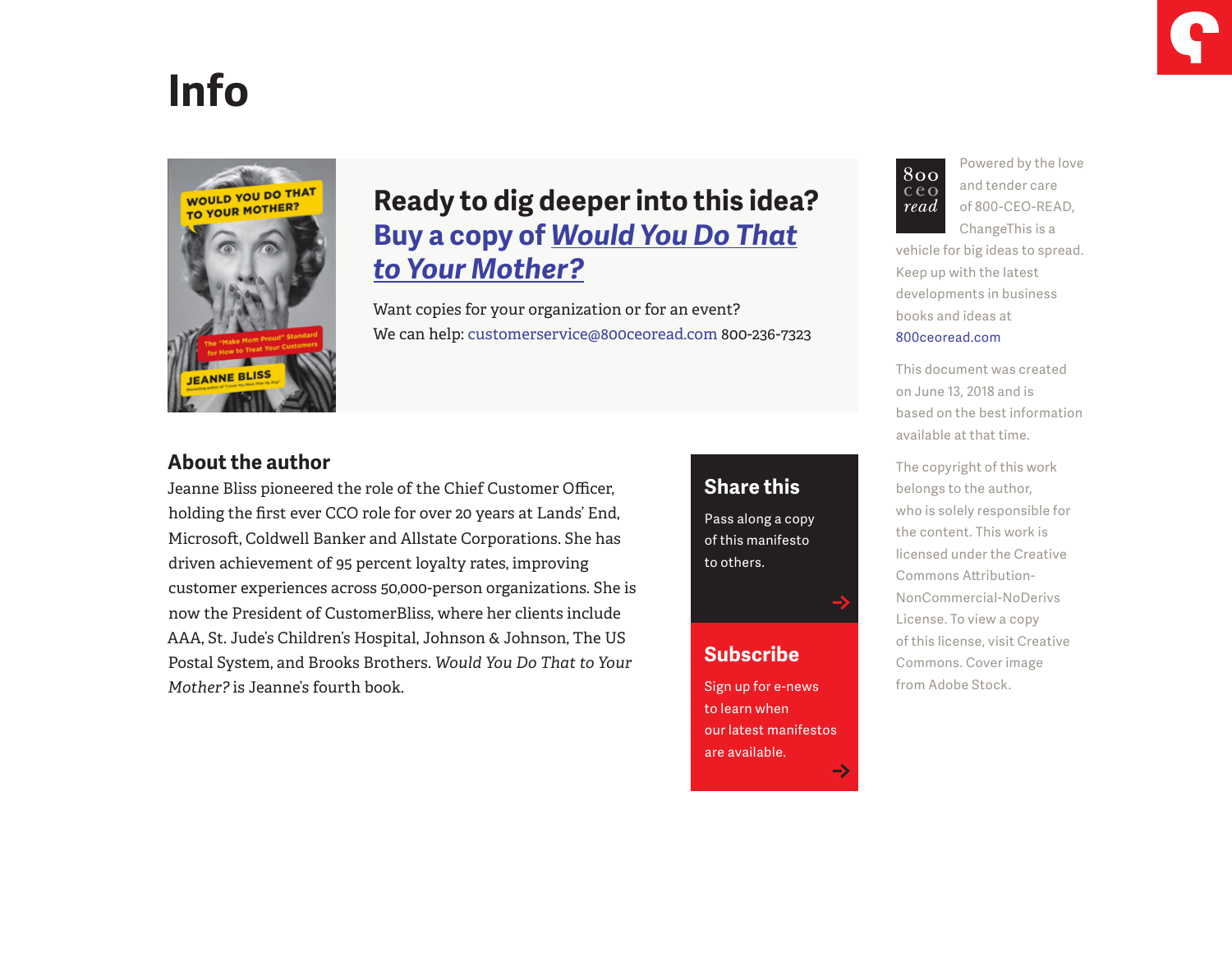# Info

## Ready to dig deeper into this idea?

## Buy a copy of *Would You Do That to Your Mother?*

Want copies for your organization or for an event?
We can help: customerservice@800ceoread.com 800-236-7323

### About the author

Jeanne Bliss pioneered the role of the Chief Customer Officer, holding the first ever CCO role for over 20 years at Lands' End, Microsoft, Coldwell Banker and Allstate Corporations. She has driven achievement of 95 percent loyalty rates, improving customer experiences across 50,000-person organizations. She is now the President of CustomerBliss, where her clients include AAA, St. Jude's Children's Hospital, Johnson & Johnson, The US Postal System, and Brooks Brothers. *Would You Do That to Your Mother?* is Jeanne's fourth book.

### Share this

Pass along a copy of this manifesto to others.

### Subscribe

Sign up for e-news to learn when our latest manifestos are available.

800 ceo read

Powered by the love and tender care of 800-CEO-READ, ChangeThis is a vehicle for big ideas to spread. Keep up with the latest developments in business books and ideas at 800ceoread.com

This document was created on June 13, 2018 and is based on the best information available at that time.

The copyright of this work belongs to the author, who is solely responsible for the content. This work is licensed under the Creative Commons Attribution-NonCommercial-NoDerivs License. To view a copy of this license, visit Creative Commons. Cover image from Adobe Stock.